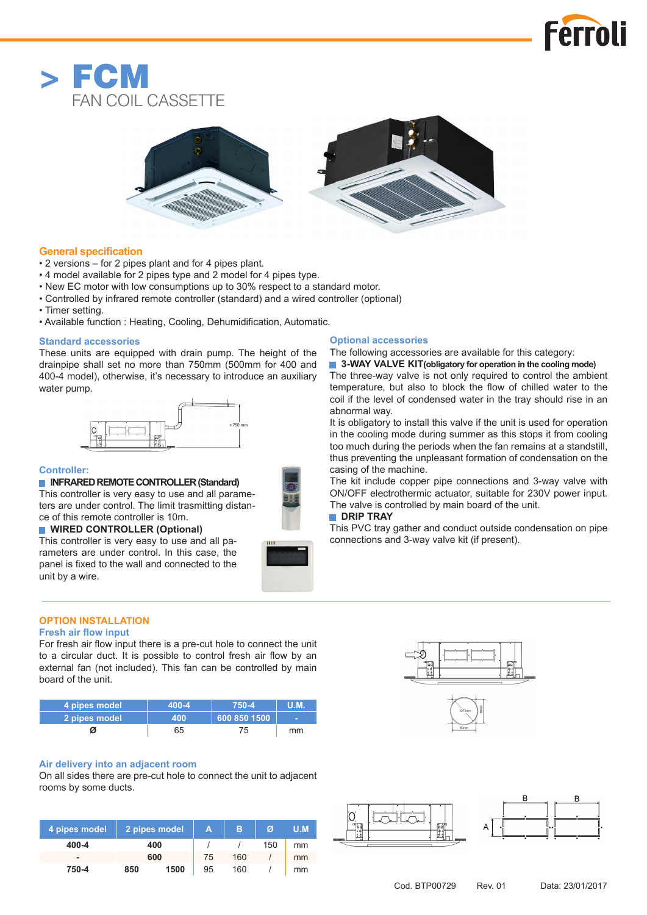# > FCM

## FAN COIL CASSETTE

### General specification

- 2 versions – for 2 pipes plant and for 4 pipes plant.
- 4 model available for 2 pipes type and 2 model for 4 pipes type.
- New EC motor with low consumptions up to 30% respect to a standard motor.
- Controlled by infrared remote controller (standard) and a wired controller (optional)
- Timer setting.
- Available function : Heating, Cooling, Dehumidification, Automatic.

### Standard accessories

These units are equipped with drain pump. The height of the drainpipe shall set no more than 750mm (500mm for 400 and 400-4 model), otherwise, it's necessary to introduce an auxiliary water pump.

< 750 mm

### Controller:

**INFRARED REMOTE CONTROLLER (Standard)**

This controller is very easy to use and all parameters are under control. The limit trasmitting distance of this remote controller is 10m.

**WIRED CONTROLLER (Optional)**

This controller is very easy to use and all parameters are under control. In this case, the panel is fixed to the wall and connected to the unit by a wire.

### Optional accessories

The following accessories are available for this category:

**3-WAY VALVE KIT** (obligatory for operation in the cooling mode)

The three-way valve is not only required to control the ambient temperature, but also to block the flow of chilled water to the coil if the level of condensed water in the tray should rise in an abnormal way.

It is obligatory to install this valve if the unit is used for operation in the cooling mode during summer as this stops it from cooling too much during the periods when the fan remains at a standstill, thus preventing the unpleasant formation of condensation on the casing of the machine.

The kit include copper pipe connections and 3-way valve with ON/OFF electrothermic actuator, suitable for 230V power input. The valve is controlled by main board of the unit.

**DRIP TRAY**

This PVC tray gather and conduct outside condensation on pipe connections and 3-way valve kit (if present).

### OPTION INSTALLATION

#### Fresh air flow input

For fresh air flow input there is a pre-cut hole to connect the unit to a circular duct. It is possible to control fresh air flow by an external fan (not included). This fan can be controlled by main board of the unit.

| 4 pipes model | 400-4 | 750-4 | U.M. |
|---|---|---|---|
| 2 pipes model | 400 | 600 850 1500 | - |
| Ø | 65 | 75 | mm |

#### Air delivery into an adjacent room

On all sides there are pre-cut hole to connect the unit to adjacent rooms by some ducts.

| 4 pipes model | 2 pipes model | | A | B | Ø | U.M |
|---|---|---|---|---|---|---|
| 400-4 | 400 | | / | / | 150 | mm |
| - | 600 | | 75 | 160 | / | mm |
| 750-4 | 850 | 1500 | 95 | 160 | / | mm |

Cod. BTP00729 Rev. 01 Data: 23/01/2017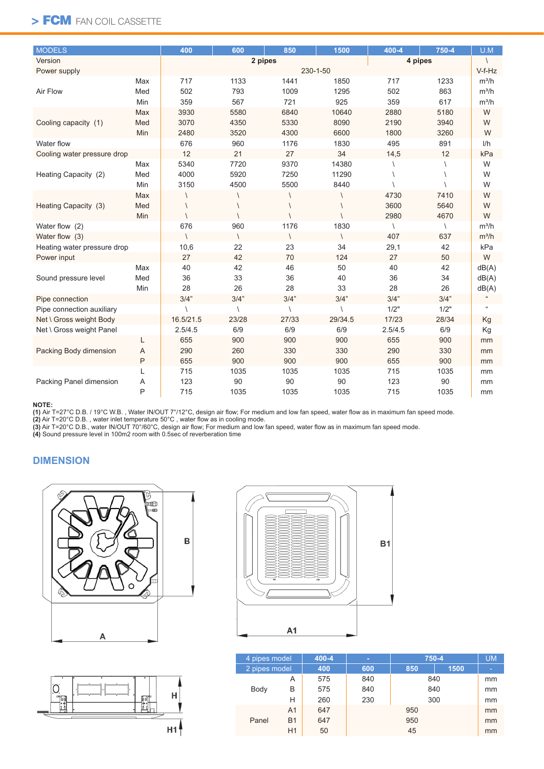## > FCM FAN COIL CASSETTE

| MODELS | | 400 | 600 | 850 | 1500 | 400-4 | 750-4 | U.M |
|---|---|---|---|---|---|---|---|---|
| Version | | 2 pipes | | | | 4 pipes | | \ |
| Power supply | | 230-1-50 | | | | | | V-f-Hz |
| Air Flow | Max | 717 | 1133 | 1441 | 1850 | 717 | 1233 | m³/h |
| | Med | 502 | 793 | 1009 | 1295 | 502 | 863 | m³/h |
| | Min | 359 | 567 | 721 | 925 | 359 | 617 | m³/h |
| Cooling capacity (1) | Max | 3930 | 5580 | 6840 | 10640 | 2880 | 5180 | W |
| | Med | 3070 | 4350 | 5330 | 8090 | 2190 | 3940 | W |
| | Min | 2480 | 3520 | 4300 | 6600 | 1800 | 3260 | W |
| Water flow | | 676 | 960 | 1176 | 1830 | 495 | 891 | l/h |
| Cooling water pressure drop | | 12 | 21 | 27 | 34 | 14,5 | 12 | kPa |
| Heating Capacity (2) | Max | 5340 | 7720 | 9370 | 14380 | \ | \ | W |
| | Med | 4000 | 5920 | 7250 | 11290 | \ | \ | W |
| | Min | 3150 | 4500 | 5500 | 8440 | \ | \ | W |
| Heating Capacity (3) | Max | \ | \ | \ | \ | 4730 | 7410 | W |
| | Med | \ | \ | \ | \ | 3600 | 5640 | W |
| | Min | \ | \ | \ | \ | 2980 | 4670 | W |
| Water flow (2) | | 676 | 960 | 1176 | 1830 | \ | \ | m³/h |
| Water flow (3) | | \ | \ | \ | \ | 407 | 637 | m³/h |
| Heating water pressure drop | | 10,6 | 22 | 23 | 34 | 29,1 | 42 | kPa |
| Power input | | 27 | 42 | 70 | 124 | 27 | 50 | W |
| Sound pressure level | Max | 40 | 42 | 46 | 50 | 40 | 42 | dB(A) |
| | Med | 36 | 33 | 36 | 40 | 36 | 34 | dB(A) |
| | Min | 28 | 26 | 28 | 33 | 28 | 26 | dB(A) |
| Pipe connection | | 3/4" | 3/4" | 3/4" | 3/4" | 3/4" | 3/4" | " |
| Pipe connection auxiliary | | \ | \ | \ | \ | 1/2" | 1/2" | " |
| Net \ Gross weight Body | | 16.5/21.5 | 23/28 | 27/33 | 29/34.5 | 17/23 | 28/34 | Kg |
| Net \ Gross weight Panel | | 2.5/4.5 | 6/9 | 6/9 | 6/9 | 2.5/4.5 | 6/9 | Kg |
| Packing Body dimension | L | 655 | 900 | 900 | 900 | 655 | 900 | mm |
| | A | 290 | 260 | 330 | 330 | 290 | 330 | mm |
| | P | 655 | 900 | 900 | 900 | 655 | 900 | mm |
| Packing Panel dimension | L | 715 | 1035 | 1035 | 1035 | 715 | 1035 | mm |
| | A | 123 | 90 | 90 | 90 | 123 | 90 | mm |
| | P | 715 | 1035 | 1035 | 1035 | 715 | 1035 | mm |

**NOTE:**
**(1)** Air T=27°C D.B. / 19°C W.B. , Water IN/OUT 7°/12°C, design air flow; For medium and low fan speed, water flow as in maximum fan speed mode.
**(2)** Air T=20°C D.B. , water inlet temperature 50°C , water flow as in cooling mode.
**(3)** Air T=20°C D.B., water IN/OUT 70°/60°C, design air flow; For medium and low fan speed, water flow as in maximum fan speed mode.
**(4)** Sound pressure level in 100m2 room with 0.5sec of reverberation time

## DIMENSION

B

A

B1

A1

H

H1

| 4 pipes model | | 400-4 | - | 750-4 | | UM |
|---|---|---|---|---|---|---|
| 2 pipes model | | 400 | 600 | 850 | 1500 | - |
| Body | A | 575 | 840 | 840 | | mm |
| | B | 575 | 840 | 840 | | mm |
| | H | 260 | 230 | 300 | | mm |
| Panel | A1 | 647 | 950 | | | mm |
| | B1 | 647 | 950 | | | mm |
| | H1 | 50 | 45 | | | mm |